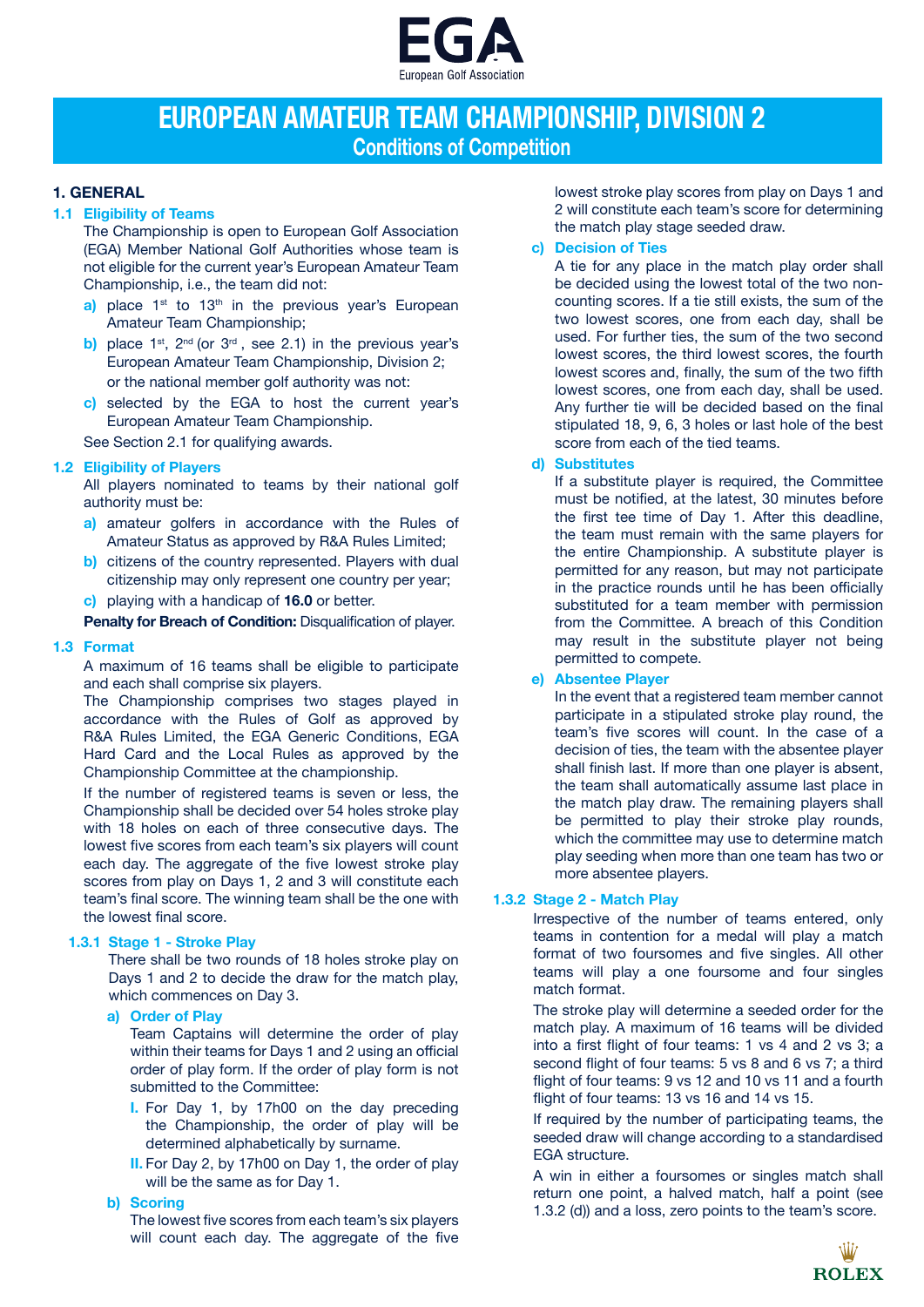# EUROPEAN AMATEUR TEAM CHAMPIONSHIP, DIVISION 2

## Conditions of Competition

### 1. GENERAL

#### 1.1 Eligibility of Teams

The Championship is open to European Golf Association (EGA) Member National Golf Authorities whose team is not eligible for the current year's European Amateur Team Championship, i.e., the team did not:

- **a)** place 1st to 13th in the previous year's European Amateur Team Championship;
- **b)** place 1st, 2nd (or 3rd , see 2.1) in the previous year's European Amateur Team Championship, Division 2;

or the national member golf authority was not:

- **c)** selected by the EGA to host the current year's European Amateur Team Championship.

See Section 2.1 for qualifying awards.

#### 1.2 Eligibility of Players

All players nominated to teams by their national golf authority must be:

- **a)** amateur golfers in accordance with the Rules of Amateur Status as approved by R&A Rules Limited;
- **b)** citizens of the country represented. Players with dual citizenship may only represent one country per year;
- **c)** playing with a handicap of **16.0** or better.

**Penalty for Breach of Condition:** Disqualification of player.

#### 1.3 Format

A maximum of 16 teams shall be eligible to participate and each shall comprise six players.

The Championship comprises two stages played in accordance with the Rules of Golf as approved by R&A Rules Limited, the EGA Generic Conditions, EGA Hard Card and the Local Rules as approved by the Championship Committee at the championship.

If the number of registered teams is seven or less, the Championship shall be decided over 54 holes stroke play with 18 holes on each of three consecutive days. The lowest five scores from each team's six players will count each day. The aggregate of the five lowest stroke play scores from play on Days 1, 2 and 3 will constitute each team's final score. The winning team shall be the one with the lowest final score.

##### 1.3.1 Stage 1 - Stroke Play

There shall be two rounds of 18 holes stroke play on Days 1 and 2 to decide the draw for the match play, which commences on Day 3.

**a) Order of Play**

Team Captains will determine the order of play within their teams for Days 1 and 2 using an official order of play form. If the order of play form is not submitted to the Committee:

- **I.** For Day 1, by 17h00 on the day preceding the Championship, the order of play will be determined alphabetically by surname.
- **II.** For Day 2, by 17h00 on Day 1, the order of play will be the same as for Day 1.

**b) Scoring**

The lowest five scores from each team's six players will count each day. The aggregate of the five lowest stroke play scores from play on Days 1 and 2 will constitute each team's score for determining the match play stage seeded draw.

**c) Decision of Ties**

A tie for any place in the match play order shall be decided using the lowest total of the two non-counting scores. If a tie still exists, the sum of the two lowest scores, one from each day, shall be used. For further ties, the sum of the two second lowest scores, the third lowest scores, the fourth lowest scores and, finally, the sum of the two fifth lowest scores, one from each day, shall be used. Any further tie will be decided based on the final stipulated 18, 9, 6, 3 holes or last hole of the best score from each of the tied teams.

**d) Substitutes**

If a substitute player is required, the Committee must be notified, at the latest, 30 minutes before the first tee time of Day 1. After this deadline, the team must remain with the same players for the entire Championship. A substitute player is permitted for any reason, but may not participate in the practice rounds until he has been officially substituted for a team member with permission from the Committee. A breach of this Condition may result in the substitute player not being permitted to compete.

**e) Absentee Player**

In the event that a registered team member cannot participate in a stipulated stroke play round, the team's five scores will count. In the case of a decision of ties, the team with the absentee player shall finish last. If more than one player is absent, the team shall automatically assume last place in the match play draw. The remaining players shall be permitted to play their stroke play rounds, which the committee may use to determine match play seeding when more than one team has two or more absentee players.

##### 1.3.2 Stage 2 - Match Play

Irrespective of the number of teams entered, only teams in contention for a medal will play a match format of two foursomes and five singles. All other teams will play a one foursome and four singles match format.

The stroke play will determine a seeded order for the match play. A maximum of 16 teams will be divided into a first flight of four teams: 1 vs 4 and 2 vs 3; a second flight of four teams: 5 vs 8 and 6 vs 7; a third flight of four teams: 9 vs 12 and 10 vs 11 and a fourth flight of four teams: 13 vs 16 and 14 vs 15.

If required by the number of participating teams, the seeded draw will change according to a standardised EGA structure.

A win in either a foursomes or singles match shall return one point, a halved match, half a point (see 1.3.2 (d)) and a loss, zero points to the team's score.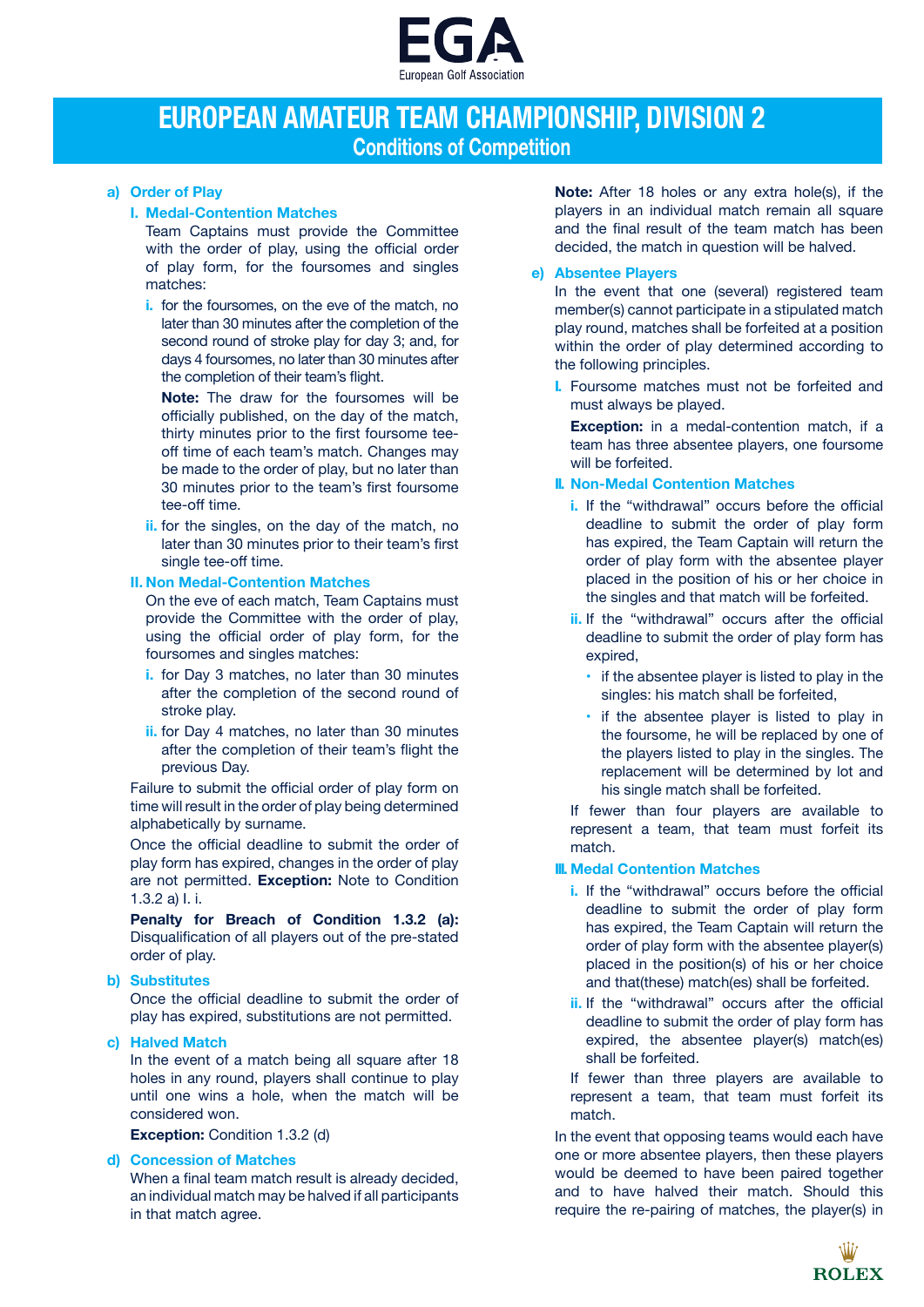# EUROPEAN AMATEUR TEAM CHAMPIONSHIP, DIVISION 2

## Conditions of Competition

### a) Order of Play

#### I. Medal-Contention Matches

Team Captains must provide the Committee with the order of play, using the official order of play form, for the foursomes and singles matches:

**i.** for the foursomes, on the eve of the match, no later than 30 minutes after the completion of the second round of stroke play for day 3; and, for days 4 foursomes, no later than 30 minutes after the completion of their team's flight.

**Note:** The draw for the foursomes will be officially published, on the day of the match, thirty minutes prior to the first foursome tee-off time of each team's match. Changes may be made to the order of play, but no later than 30 minutes prior to the team's first foursome tee-off time.

**ii.** for the singles, on the day of the match, no later than 30 minutes prior to their team's first single tee-off time.

#### II. Non Medal-Contention Matches

On the eve of each match, Team Captains must provide the Committee with the order of play, using the official order of play form, for the foursomes and singles matches:

**i.** for Day 3 matches, no later than 30 minutes after the completion of the second round of stroke play.

**ii.** for Day 4 matches, no later than 30 minutes after the completion of their team's flight the previous Day.

Failure to submit the official order of play form on time will result in the order of play being determined alphabetically by surname.

Once the official deadline to submit the order of play form has expired, changes in the order of play are not permitted. **Exception:** Note to Condition 1.3.2 a) I. i.

**Penalty for Breach of Condition 1.3.2 (a):** Disqualification of all players out of the pre-stated order of play.

### b) Substitutes

Once the official deadline to submit the order of play has expired, substitutions are not permitted.

### c) Halved Match

In the event of a match being all square after 18 holes in any round, players shall continue to play until one wins a hole, when the match will be considered won.

**Exception:** Condition 1.3.2 (d)

### d) Concession of Matches

When a final team match result is already decided, an individual match may be halved if all participants in that match agree.

**Note:** After 18 holes or any extra hole(s), if the players in an individual match remain all square and the final result of the team match has been decided, the match in question will be halved.

### e) Absentee Players

In the event that one (several) registered team member(s) cannot participate in a stipulated match play round, matches shall be forfeited at a position within the order of play determined according to the following principles.

**I.** Foursome matches must not be forfeited and must always be played.

**Exception:** in a medal-contention match, if a team has three absentee players, one foursome will be forfeited.

#### II. Non-Medal Contention Matches

**i.** If the "withdrawal" occurs before the official deadline to submit the order of play form has expired, the Team Captain will return the order of play form with the absentee player placed in the position of his or her choice in the singles and that match will be forfeited.

**ii.** If the "withdrawal" occurs after the official deadline to submit the order of play form has expired,

- if the absentee player is listed to play in the singles: his match shall be forfeited,
- if the absentee player is listed to play in the foursome, he will be replaced by one of the players listed to play in the singles. The replacement will be determined by lot and his single match shall be forfeited.

If fewer than four players are available to represent a team, that team must forfeit its match.

#### III. Medal Contention Matches

**i.** If the "withdrawal" occurs before the official deadline to submit the order of play form has expired, the Team Captain will return the order of play form with the absentee player(s) placed in the position(s) of his or her choice and that(these) match(es) shall be forfeited.

**ii.** If the "withdrawal" occurs after the official deadline to submit the order of play form has expired, the absentee player(s) match(es) shall be forfeited.

If fewer than three players are available to represent a team, that team must forfeit its match.

In the event that opposing teams would each have one or more absentee players, then these players would be deemed to have been paired together and to have halved their match. Should this require the re-pairing of matches, the player(s) in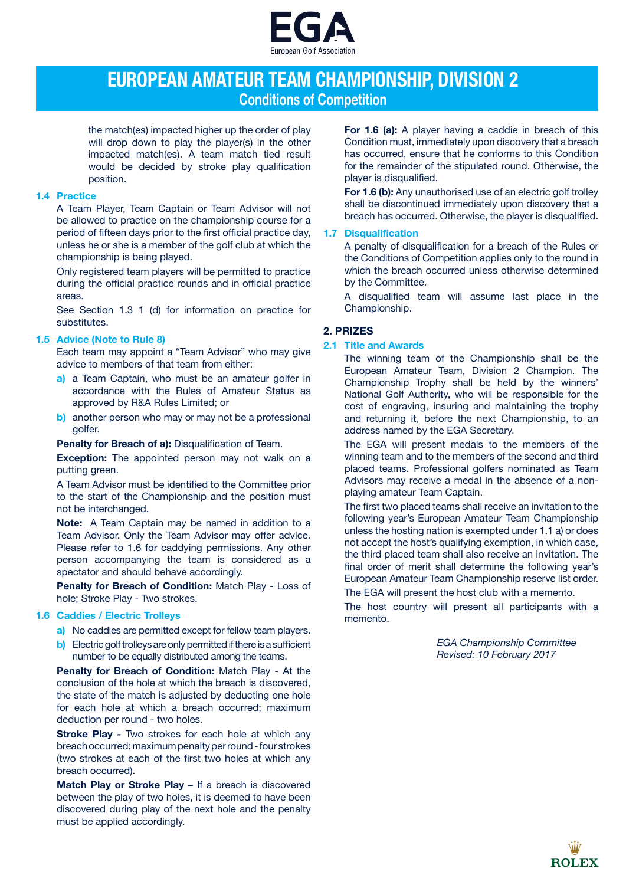the match(es) impacted higher up the order of play will drop down to play the player(s) in the other impacted match(es). A team match tied result would be decided by stroke play qualification position.

### 1.4 Practice

A Team Player, Team Captain or Team Advisor will not be allowed to practice on the championship course for a period of fifteen days prior to the first official practice day, unless he or she is a member of the golf club at which the championship is being played.

Only registered team players will be permitted to practice during the official practice rounds and in official practice areas.

See Section 1.3 1 (d) for information on practice for substitutes.

### 1.5 Advice (Note to Rule 8)

Each team may appoint a "Team Advisor" who may give advice to members of that team from either:

a) a Team Captain, who must be an amateur golfer in accordance with the Rules of Amateur Status as approved by R&A Rules Limited; or

b) another person who may or may not be a professional golfer.

**Penalty for Breach of a):** Disqualification of Team.

**Exception:** The appointed person may not walk on a putting green.

A Team Advisor must be identified to the Committee prior to the start of the Championship and the position must not be interchanged.

**Note:** A Team Captain may be named in addition to a Team Advisor. Only the Team Advisor may offer advice. Please refer to 1.6 for caddying permissions. Any other person accompanying the team is considered as a spectator and should behave accordingly.

**Penalty for Breach of Condition:** Match Play - Loss of hole; Stroke Play - Two strokes.

### 1.6 Caddies / Electric Trolleys

a) No caddies are permitted except for fellow team players.

b) Electric golf trolleys are only permitted if there is a sufficient number to be equally distributed among the teams.

**Penalty for Breach of Condition:** Match Play - At the conclusion of the hole at which the breach is discovered, the state of the match is adjusted by deducting one hole for each hole at which a breach occurred; maximum deduction per round - two holes.

**Stroke Play -** Two strokes for each hole at which any breach occurred; maximum penalty per round - four strokes (two strokes at each of the first two holes at which any breach occurred).

**Match Play or Stroke Play –** If a breach is discovered between the play of two holes, it is deemed to have been discovered during play of the next hole and the penalty must be applied accordingly.

**For 1.6 (a):** A player having a caddie in breach of this Condition must, immediately upon discovery that a breach has occurred, ensure that he conforms to this Condition for the remainder of the stipulated round. Otherwise, the player is disqualified.

**For 1.6 (b):** Any unauthorised use of an electric golf trolley shall be discontinued immediately upon discovery that a breach has occurred. Otherwise, the player is disqualified.

### 1.7 Disqualification

A penalty of disqualification for a breach of the Rules or the Conditions of Competition applies only to the round in which the breach occurred unless otherwise determined by the Committee.

A disqualified team will assume last place in the Championship.

## 2. PRIZES

### 2.1 Title and Awards

The winning team of the Championship shall be the European Amateur Team, Division 2 Champion. The Championship Trophy shall be held by the winners' National Golf Authority, who will be responsible for the cost of engraving, insuring and maintaining the trophy and returning it, before the next Championship, to an address named by the EGA Secretary.

The EGA will present medals to the members of the winning team and to the members of the second and third placed teams. Professional golfers nominated as Team Advisors may receive a medal in the absence of a non-playing amateur Team Captain.

The first two placed teams shall receive an invitation to the following year's European Amateur Team Championship unless the hosting nation is exempted under 1.1 a) or does not accept the host's qualifying exemption, in which case, the third placed team shall also receive an invitation. The final order of merit shall determine the following year's European Amateur Team Championship reserve list order.

The EGA will present the host club with a memento.

The host country will present all participants with a memento.

*EGA Championship Committee*
*Revised: 10 February 2017*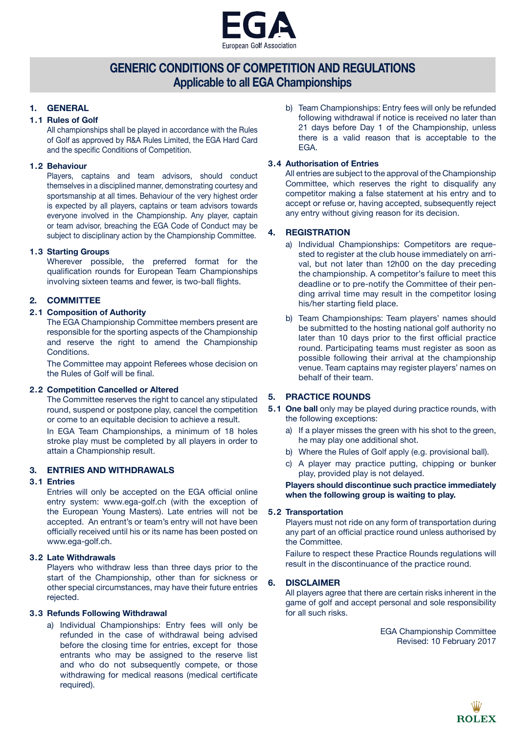EGA

European Golf Association

# GENERIC CONDITIONS OF COMPETITION AND REGULATIONS
## Applicable to all EGA Championships

### 1. GENERAL

**1.1 Rules of Golf**

All championships shall be played in accordance with the Rules of Golf as approved by R&A Rules Limited, the EGA Hard Card and the specific Conditions of Competition.

**1.2 Behaviour**

Players, captains and team advisors, should conduct themselves in a disciplined manner, demonstrating courtesy and sportsmanship at all times. Behaviour of the very highest order is expected by all players, captains or team advisors towards everyone involved in the Championship. Any player, captain or team advisor, breaching the EGA Code of Conduct may be subject to disciplinary action by the Championship Committee.

**1.3 Starting Groups**

Wherever possible, the preferred format for the qualification rounds for European Team Championships involving sixteen teams and fewer, is two-ball flights.

### 2. COMMITTEE

**2.1 Composition of Authority**

The EGA Championship Committee members present are responsible for the sporting aspects of the Championship and reserve the right to amend the Championship Conditions.

The Committee may appoint Referees whose decision on the Rules of Golf will be final.

**2.2 Competition Cancelled or Altered**

The Committee reserves the right to cancel any stipulated round, suspend or postpone play, cancel the competition or come to an equitable decision to achieve a result.

In EGA Team Championships, a minimum of 18 holes stroke play must be completed by all players in order to attain a Championship result.

### 3. ENTRIES AND WITHDRAWALS

**3.1 Entries**

Entries will only be accepted on the EGA official online entry system: www.ega-golf.ch (with the exception of the European Young Masters). Late entries will not be accepted. An entrant's or team's entry will not have been officially received until his or its name has been posted on www.ega-golf.ch.

**3.2 Late Withdrawals**

Players who withdraw less than three days prior to the start of the Championship, other than for sickness or other special circumstances, may have their future entries rejected.

**3.3 Refunds Following Withdrawal**

a) Individual Championships: Entry fees will only be refunded in the case of withdrawal being advised before the closing time for entries, except for those entrants who may be assigned to the reserve list and who do not subsequently compete, or those withdrawing for medical reasons (medical certificate required).

b) Team Championships: Entry fees will only be refunded following withdrawal if notice is received no later than 21 days before Day 1 of the Championship, unless there is a valid reason that is acceptable to the EGA.

**3.4 Authorisation of Entries**

All entries are subject to the approval of the Championship Committee, which reserves the right to disqualify any competitor making a false statement at his entry and to accept or refuse or, having accepted, subsequently reject any entry without giving reason for its decision.

### 4. REGISTRATION

a) Individual Championships: Competitors are requested to register at the club house immediately on arrival, but not later than 12h00 on the day preceding the championship. A competitor's failure to meet this deadline or to pre-notify the Committee of their pending arrival time may result in the competitor losing his/her starting field place.

b) Team Championships: Team players' names should be submitted to the hosting national golf authority no later than 10 days prior to the first official practice round. Participating teams must register as soon as possible following their arrival at the championship venue. Team captains may register players' names on behalf of their team.

### 5. PRACTICE ROUNDS

**5.1 One ball** only may be played during practice rounds, with the following exceptions:

a) If a player misses the green with his shot to the green, he may play one additional shot.

b) Where the Rules of Golf apply (e.g. provisional ball).

c) A player may practice putting, chipping or bunker play, provided play is not delayed.

**Players should discontinue such practice immediately when the following group is waiting to play.**

**5.2 Transportation**

Players must not ride on any form of transportation during any part of an official practice round unless authorised by the Committee.

Failure to respect these Practice Rounds regulations will result in the discontinuance of the practice round.

### 6. DISCLAIMER

All players agree that there are certain risks inherent in the game of golf and accept personal and sole responsibility for all such risks.

EGA Championship Committee
Revised: 10 February 2017

ROLEX